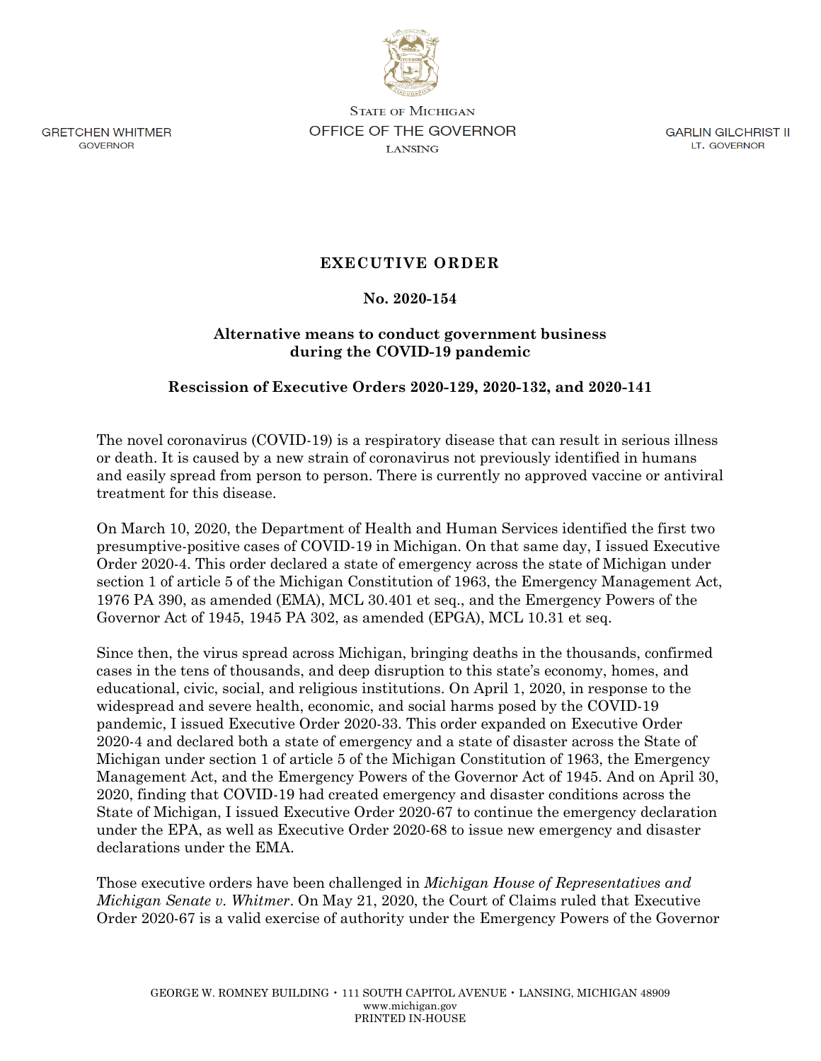GRETCHEN WHITMER
GOVERNOR

STATE OF MICHIGAN
OFFICE OF THE GOVERNOR
LANSING

GARLIN GILCHRIST II
LT. GOVERNOR

# EXECUTIVE ORDER

## No. 2020-154

## Alternative means to conduct government business during the COVID-19 pandemic

## Rescission of Executive Orders 2020-129, 2020-132, and 2020-141

The novel coronavirus (COVID-19) is a respiratory disease that can result in serious illness or death. It is caused by a new strain of coronavirus not previously identified in humans and easily spread from person to person. There is currently no approved vaccine or antiviral treatment for this disease.

On March 10, 2020, the Department of Health and Human Services identified the first two presumptive-positive cases of COVID-19 in Michigan. On that same day, I issued Executive Order 2020-4. This order declared a state of emergency across the state of Michigan under section 1 of article 5 of the Michigan Constitution of 1963, the Emergency Management Act, 1976 PA 390, as amended (EMA), MCL 30.401 et seq., and the Emergency Powers of the Governor Act of 1945, 1945 PA 302, as amended (EPGA), MCL 10.31 et seq.

Since then, the virus spread across Michigan, bringing deaths in the thousands, confirmed cases in the tens of thousands, and deep disruption to this state's economy, homes, and educational, civic, social, and religious institutions. On April 1, 2020, in response to the widespread and severe health, economic, and social harms posed by the COVID-19 pandemic, I issued Executive Order 2020-33. This order expanded on Executive Order 2020-4 and declared both a state of emergency and a state of disaster across the State of Michigan under section 1 of article 5 of the Michigan Constitution of 1963, the Emergency Management Act, and the Emergency Powers of the Governor Act of 1945. And on April 30, 2020, finding that COVID-19 had created emergency and disaster conditions across the State of Michigan, I issued Executive Order 2020-67 to continue the emergency declaration under the EPA, as well as Executive Order 2020-68 to issue new emergency and disaster declarations under the EMA.

Those executive orders have been challenged in *Michigan House of Representatives and Michigan Senate v. Whitmer*. On May 21, 2020, the Court of Claims ruled that Executive Order 2020-67 is a valid exercise of authority under the Emergency Powers of the Governor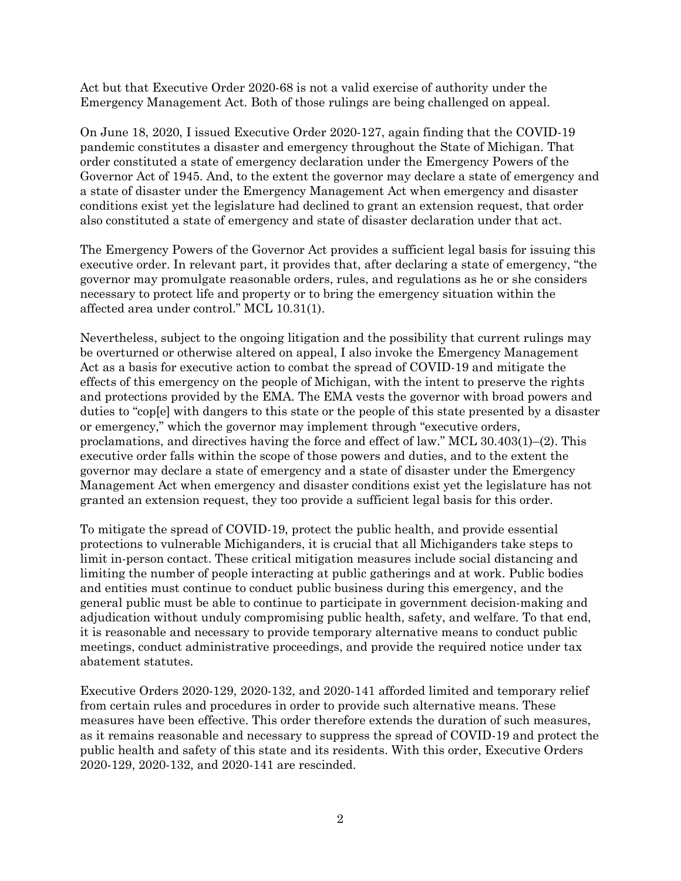Act but that Executive Order 2020-68 is not a valid exercise of authority under the Emergency Management Act. Both of those rulings are being challenged on appeal.

On June 18, 2020, I issued Executive Order 2020-127, again finding that the COVID-19 pandemic constitutes a disaster and emergency throughout the State of Michigan. That order constituted a state of emergency declaration under the Emergency Powers of the Governor Act of 1945. And, to the extent the governor may declare a state of emergency and a state of disaster under the Emergency Management Act when emergency and disaster conditions exist yet the legislature had declined to grant an extension request, that order also constituted a state of emergency and state of disaster declaration under that act.

The Emergency Powers of the Governor Act provides a sufficient legal basis for issuing this executive order. In relevant part, it provides that, after declaring a state of emergency, "the governor may promulgate reasonable orders, rules, and regulations as he or she considers necessary to protect life and property or to bring the emergency situation within the affected area under control." MCL 10.31(1).

Nevertheless, subject to the ongoing litigation and the possibility that current rulings may be overturned or otherwise altered on appeal, I also invoke the Emergency Management Act as a basis for executive action to combat the spread of COVID-19 and mitigate the effects of this emergency on the people of Michigan, with the intent to preserve the rights and protections provided by the EMA. The EMA vests the governor with broad powers and duties to "cop[e] with dangers to this state or the people of this state presented by a disaster or emergency," which the governor may implement through "executive orders, proclamations, and directives having the force and effect of law." MCL 30.403(1)–(2). This executive order falls within the scope of those powers and duties, and to the extent the governor may declare a state of emergency and a state of disaster under the Emergency Management Act when emergency and disaster conditions exist yet the legislature has not granted an extension request, they too provide a sufficient legal basis for this order.

To mitigate the spread of COVID-19, protect the public health, and provide essential protections to vulnerable Michiganders, it is crucial that all Michiganders take steps to limit in-person contact. These critical mitigation measures include social distancing and limiting the number of people interacting at public gatherings and at work. Public bodies and entities must continue to conduct public business during this emergency, and the general public must be able to continue to participate in government decision-making and adjudication without unduly compromising public health, safety, and welfare. To that end, it is reasonable and necessary to provide temporary alternative means to conduct public meetings, conduct administrative proceedings, and provide the required notice under tax abatement statutes.

Executive Orders 2020-129, 2020-132, and 2020-141 afforded limited and temporary relief from certain rules and procedures in order to provide such alternative means. These measures have been effective. This order therefore extends the duration of such measures, as it remains reasonable and necessary to suppress the spread of COVID-19 and protect the public health and safety of this state and its residents. With this order, Executive Orders 2020-129, 2020-132, and 2020-141 are rescinded.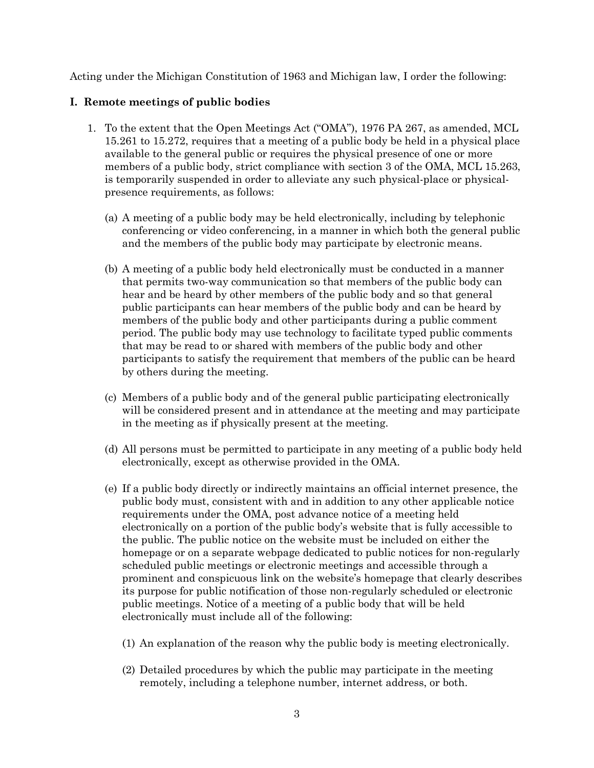Acting under the Michigan Constitution of 1963 and Michigan law, I order the following:

**I. Remote meetings of public bodies**

1. To the extent that the Open Meetings Act ("OMA"), 1976 PA 267, as amended, MCL 15.261 to 15.272, requires that a meeting of a public body be held in a physical place available to the general public or requires the physical presence of one or more members of a public body, strict compliance with section 3 of the OMA, MCL 15.263, is temporarily suspended in order to alleviate any such physical-place or physical-presence requirements, as follows:

   (a) A meeting of a public body may be held electronically, including by telephonic conferencing or video conferencing, in a manner in which both the general public and the members of the public body may participate by electronic means.

   (b) A meeting of a public body held electronically must be conducted in a manner that permits two-way communication so that members of the public body can hear and be heard by other members of the public body and so that general public participants can hear members of the public body and can be heard by members of the public body and other participants during a public comment period. The public body may use technology to facilitate typed public comments that may be read to or shared with members of the public body and other participants to satisfy the requirement that members of the public can be heard by others during the meeting.

   (c) Members of a public body and of the general public participating electronically will be considered present and in attendance at the meeting and may participate in the meeting as if physically present at the meeting.

   (d) All persons must be permitted to participate in any meeting of a public body held electronically, except as otherwise provided in the OMA.

   (e) If a public body directly or indirectly maintains an official internet presence, the public body must, consistent with and in addition to any other applicable notice requirements under the OMA, post advance notice of a meeting held electronically on a portion of the public body's website that is fully accessible to the public. The public notice on the website must be included on either the homepage or on a separate webpage dedicated to public notices for non-regularly scheduled public meetings or electronic meetings and accessible through a prominent and conspicuous link on the website's homepage that clearly describes its purpose for public notification of those non-regularly scheduled or electronic public meetings. Notice of a meeting of a public body that will be held electronically must include all of the following:

      (1) An explanation of the reason why the public body is meeting electronically.

      (2) Detailed procedures by which the public may participate in the meeting remotely, including a telephone number, internet address, or both.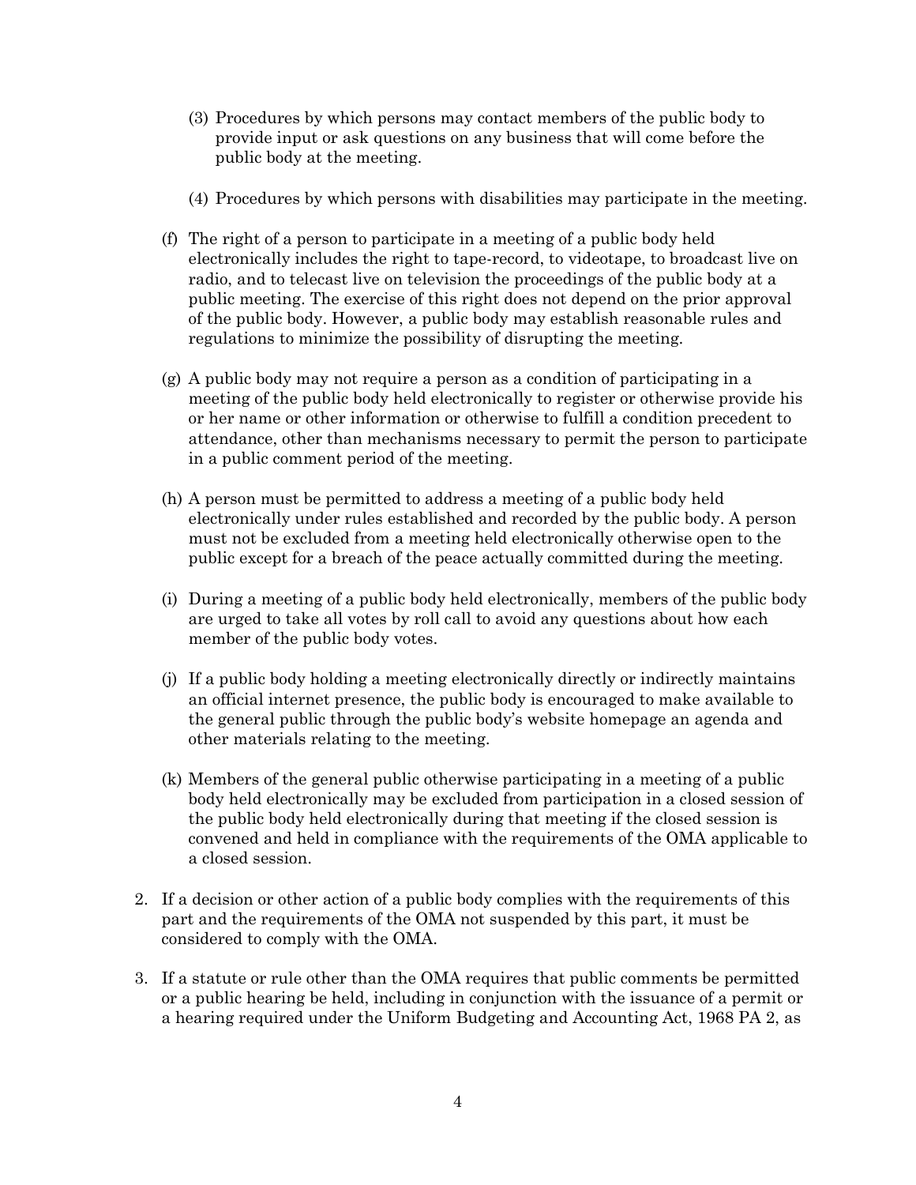(3) Procedures by which persons may contact members of the public body to provide input or ask questions on any business that will come before the public body at the meeting.

(4) Procedures by which persons with disabilities may participate in the meeting.

(f) The right of a person to participate in a meeting of a public body held electronically includes the right to tape-record, to videotape, to broadcast live on radio, and to telecast live on television the proceedings of the public body at a public meeting. The exercise of this right does not depend on the prior approval of the public body. However, a public body may establish reasonable rules and regulations to minimize the possibility of disrupting the meeting.

(g) A public body may not require a person as a condition of participating in a meeting of the public body held electronically to register or otherwise provide his or her name or other information or otherwise to fulfill a condition precedent to attendance, other than mechanisms necessary to permit the person to participate in a public comment period of the meeting.

(h) A person must be permitted to address a meeting of a public body held electronically under rules established and recorded by the public body. A person must not be excluded from a meeting held electronically otherwise open to the public except for a breach of the peace actually committed during the meeting.

(i) During a meeting of a public body held electronically, members of the public body are urged to take all votes by roll call to avoid any questions about how each member of the public body votes.

(j) If a public body holding a meeting electronically directly or indirectly maintains an official internet presence, the public body is encouraged to make available to the general public through the public body's website homepage an agenda and other materials relating to the meeting.

(k) Members of the general public otherwise participating in a meeting of a public body held electronically may be excluded from participation in a closed session of the public body held electronically during that meeting if the closed session is convened and held in compliance with the requirements of the OMA applicable to a closed session.

2. If a decision or other action of a public body complies with the requirements of this part and the requirements of the OMA not suspended by this part, it must be considered to comply with the OMA.

3. If a statute or rule other than the OMA requires that public comments be permitted or a public hearing be held, including in conjunction with the issuance of a permit or a hearing required under the Uniform Budgeting and Accounting Act, 1968 PA 2, as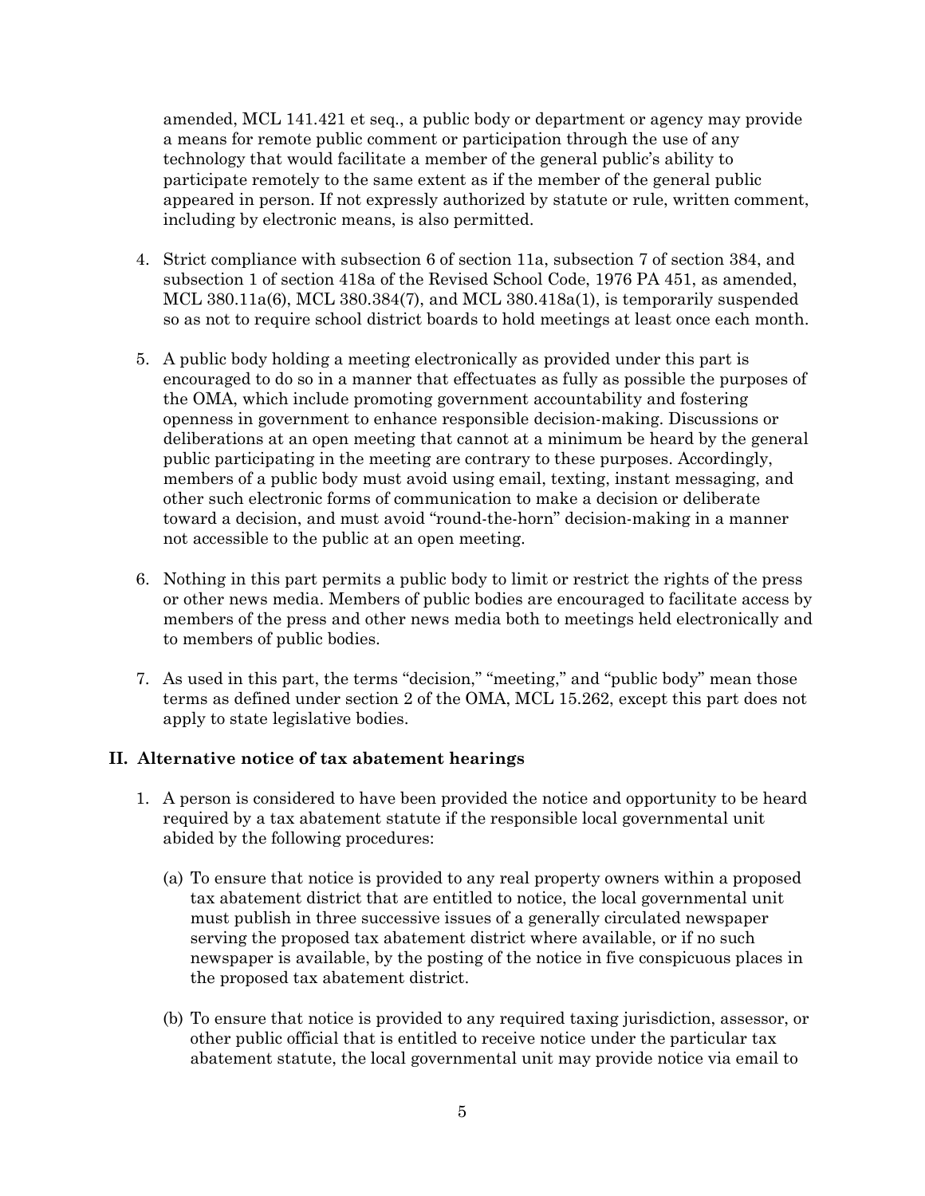amended, MCL 141.421 et seq., a public body or department or agency may provide a means for remote public comment or participation through the use of any technology that would facilitate a member of the general public's ability to participate remotely to the same extent as if the member of the general public appeared in person. If not expressly authorized by statute or rule, written comment, including by electronic means, is also permitted.

4. Strict compliance with subsection 6 of section 11a, subsection 7 of section 384, and subsection 1 of section 418a of the Revised School Code, 1976 PA 451, as amended, MCL 380.11a(6), MCL 380.384(7), and MCL 380.418a(1), is temporarily suspended so as not to require school district boards to hold meetings at least once each month.

5. A public body holding a meeting electronically as provided under this part is encouraged to do so in a manner that effectuates as fully as possible the purposes of the OMA, which include promoting government accountability and fostering openness in government to enhance responsible decision-making. Discussions or deliberations at an open meeting that cannot at a minimum be heard by the general public participating in the meeting are contrary to these purposes. Accordingly, members of a public body must avoid using email, texting, instant messaging, and other such electronic forms of communication to make a decision or deliberate toward a decision, and must avoid "round-the-horn" decision-making in a manner not accessible to the public at an open meeting.

6. Nothing in this part permits a public body to limit or restrict the rights of the press or other news media. Members of public bodies are encouraged to facilitate access by members of the press and other news media both to meetings held electronically and to members of public bodies.

7. As used in this part, the terms "decision," "meeting," and "public body" mean those terms as defined under section 2 of the OMA, MCL 15.262, except this part does not apply to state legislative bodies.

## II. Alternative notice of tax abatement hearings

1. A person is considered to have been provided the notice and opportunity to be heard required by a tax abatement statute if the responsible local governmental unit abided by the following procedures:

   (a) To ensure that notice is provided to any real property owners within a proposed tax abatement district that are entitled to notice, the local governmental unit must publish in three successive issues of a generally circulated newspaper serving the proposed tax abatement district where available, or if no such newspaper is available, by the posting of the notice in five conspicuous places in the proposed tax abatement district.

   (b) To ensure that notice is provided to any required taxing jurisdiction, assessor, or other public official that is entitled to receive notice under the particular tax abatement statute, the local governmental unit may provide notice via email to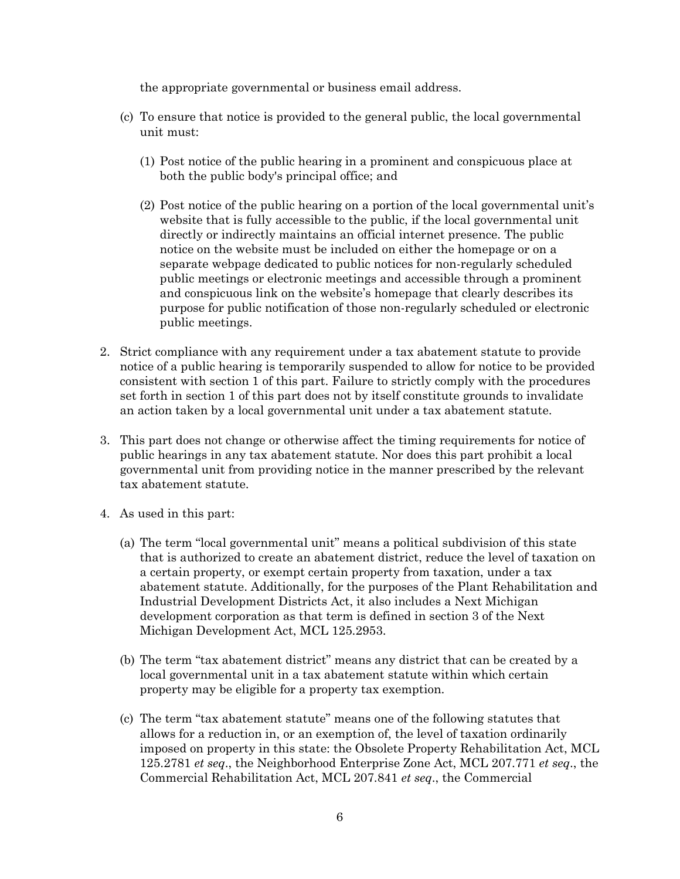the appropriate governmental or business email address.

(c) To ensure that notice is provided to the general public, the local governmental unit must:

   (1) Post notice of the public hearing in a prominent and conspicuous place at both the public body's principal office; and

   (2) Post notice of the public hearing on a portion of the local governmental unit's website that is fully accessible to the public, if the local governmental unit directly or indirectly maintains an official internet presence. The public notice on the website must be included on either the homepage or on a separate webpage dedicated to public notices for non-regularly scheduled public meetings or electronic meetings and accessible through a prominent and conspicuous link on the website's homepage that clearly describes its purpose for public notification of those non-regularly scheduled or electronic public meetings.

2. Strict compliance with any requirement under a tax abatement statute to provide notice of a public hearing is temporarily suspended to allow for notice to be provided consistent with section 1 of this part. Failure to strictly comply with the procedures set forth in section 1 of this part does not by itself constitute grounds to invalidate an action taken by a local governmental unit under a tax abatement statute.

3. This part does not change or otherwise affect the timing requirements for notice of public hearings in any tax abatement statute. Nor does this part prohibit a local governmental unit from providing notice in the manner prescribed by the relevant tax abatement statute.

4. As used in this part:

   (a) The term "local governmental unit" means a political subdivision of this state that is authorized to create an abatement district, reduce the level of taxation on a certain property, or exempt certain property from taxation, under a tax abatement statute. Additionally, for the purposes of the Plant Rehabilitation and Industrial Development Districts Act, it also includes a Next Michigan development corporation as that term is defined in section 3 of the Next Michigan Development Act, MCL 125.2953.

   (b) The term "tax abatement district" means any district that can be created by a local governmental unit in a tax abatement statute within which certain property may be eligible for a property tax exemption.

   (c) The term "tax abatement statute" means one of the following statutes that allows for a reduction in, or an exemption of, the level of taxation ordinarily imposed on property in this state: the Obsolete Property Rehabilitation Act, MCL 125.2781 *et seq*., the Neighborhood Enterprise Zone Act, MCL 207.771 *et seq*., the Commercial Rehabilitation Act, MCL 207.841 *et seq*., the Commercial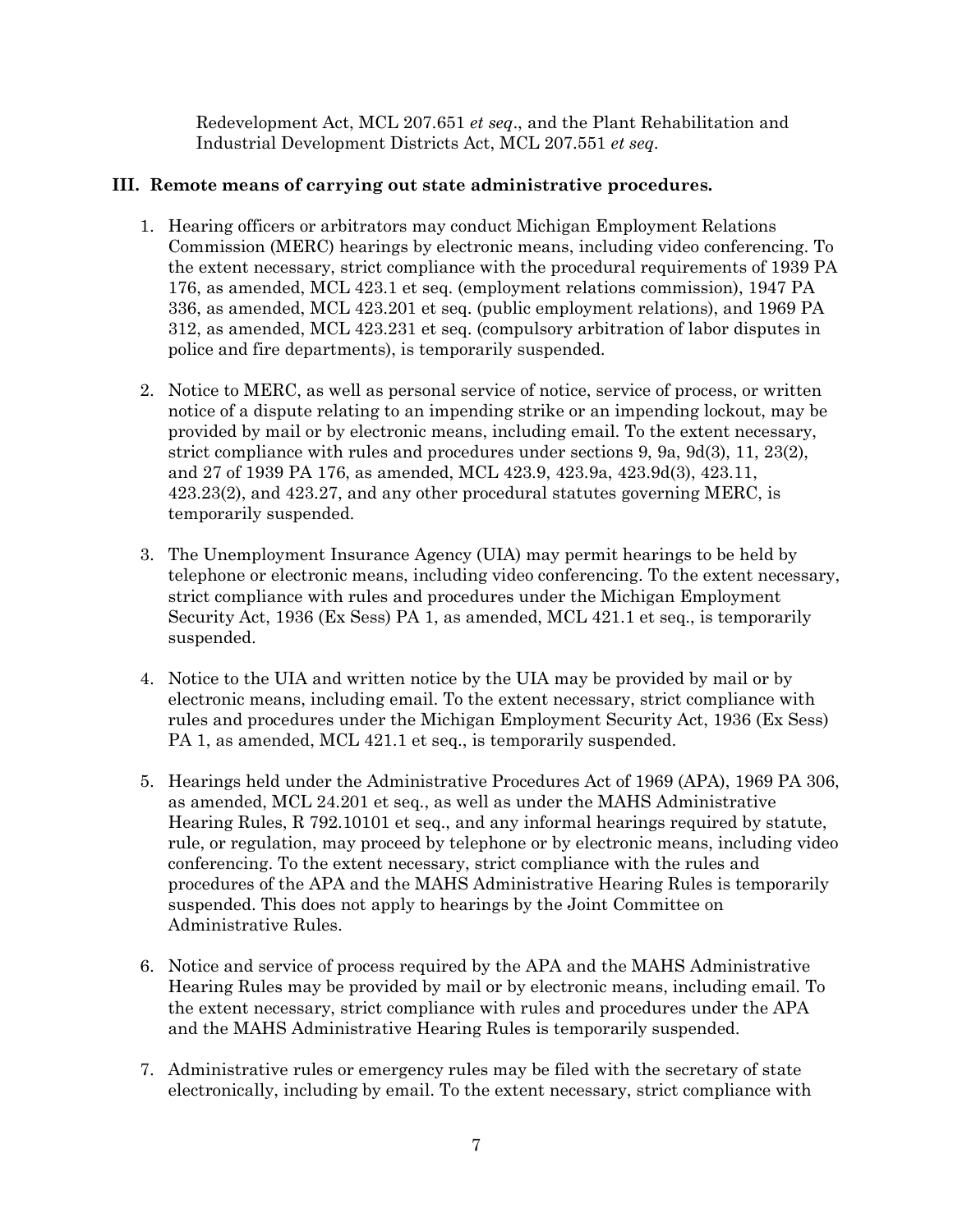Redevelopment Act, MCL 207.651 *et seq*., and the Plant Rehabilitation and Industrial Development Districts Act, MCL 207.551 *et seq*.

## III. Remote means of carrying out state administrative procedures.

1. Hearing officers or arbitrators may conduct Michigan Employment Relations Commission (MERC) hearings by electronic means, including video conferencing. To the extent necessary, strict compliance with the procedural requirements of 1939 PA 176, as amended, MCL 423.1 et seq. (employment relations commission), 1947 PA 336, as amended, MCL 423.201 et seq. (public employment relations), and 1969 PA 312, as amended, MCL 423.231 et seq. (compulsory arbitration of labor disputes in police and fire departments), is temporarily suspended.

2. Notice to MERC, as well as personal service of notice, service of process, or written notice of a dispute relating to an impending strike or an impending lockout, may be provided by mail or by electronic means, including email. To the extent necessary, strict compliance with rules and procedures under sections 9, 9a, 9d(3), 11, 23(2), and 27 of 1939 PA 176, as amended, MCL 423.9, 423.9a, 423.9d(3), 423.11, 423.23(2), and 423.27, and any other procedural statutes governing MERC, is temporarily suspended.

3. The Unemployment Insurance Agency (UIA) may permit hearings to be held by telephone or electronic means, including video conferencing. To the extent necessary, strict compliance with rules and procedures under the Michigan Employment Security Act, 1936 (Ex Sess) PA 1, as amended, MCL 421.1 et seq., is temporarily suspended.

4. Notice to the UIA and written notice by the UIA may be provided by mail or by electronic means, including email. To the extent necessary, strict compliance with rules and procedures under the Michigan Employment Security Act, 1936 (Ex Sess) PA 1, as amended, MCL 421.1 et seq., is temporarily suspended.

5. Hearings held under the Administrative Procedures Act of 1969 (APA), 1969 PA 306, as amended, MCL 24.201 et seq., as well as under the MAHS Administrative Hearing Rules, R 792.10101 et seq., and any informal hearings required by statute, rule, or regulation, may proceed by telephone or by electronic means, including video conferencing. To the extent necessary, strict compliance with the rules and procedures of the APA and the MAHS Administrative Hearing Rules is temporarily suspended. This does not apply to hearings by the Joint Committee on Administrative Rules.

6. Notice and service of process required by the APA and the MAHS Administrative Hearing Rules may be provided by mail or by electronic means, including email. To the extent necessary, strict compliance with rules and procedures under the APA and the MAHS Administrative Hearing Rules is temporarily suspended.

7. Administrative rules or emergency rules may be filed with the secretary of state electronically, including by email. To the extent necessary, strict compliance with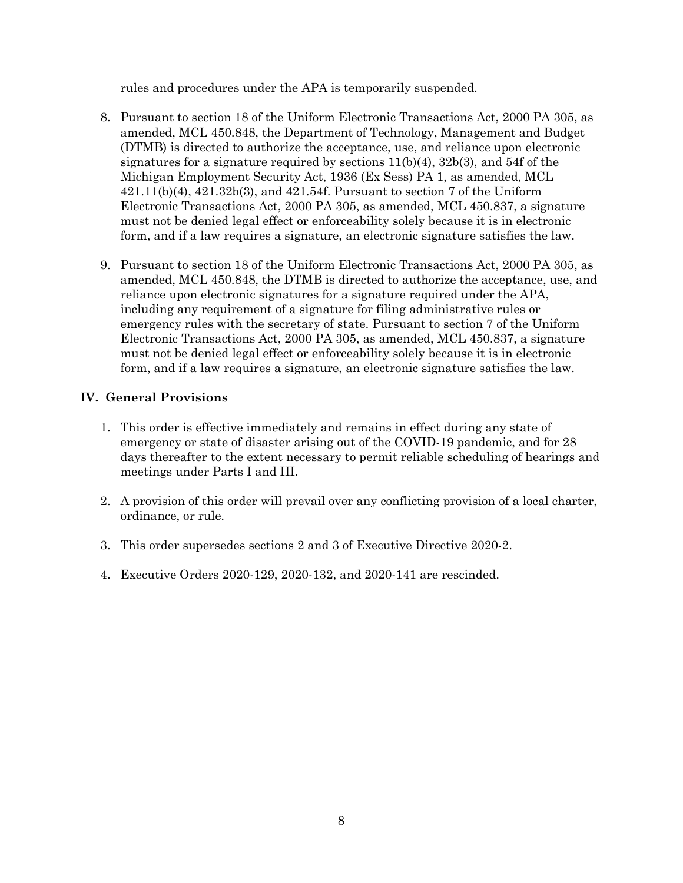rules and procedures under the APA is temporarily suspended.

8. Pursuant to section 18 of the Uniform Electronic Transactions Act, 2000 PA 305, as amended, MCL 450.848, the Department of Technology, Management and Budget (DTMB) is directed to authorize the acceptance, use, and reliance upon electronic signatures for a signature required by sections 11(b)(4), 32b(3), and 54f of the Michigan Employment Security Act, 1936 (Ex Sess) PA 1, as amended, MCL 421.11(b)(4), 421.32b(3), and 421.54f. Pursuant to section 7 of the Uniform Electronic Transactions Act, 2000 PA 305, as amended, MCL 450.837, a signature must not be denied legal effect or enforceability solely because it is in electronic form, and if a law requires a signature, an electronic signature satisfies the law.

9. Pursuant to section 18 of the Uniform Electronic Transactions Act, 2000 PA 305, as amended, MCL 450.848, the DTMB is directed to authorize the acceptance, use, and reliance upon electronic signatures for a signature required under the APA, including any requirement of a signature for filing administrative rules or emergency rules with the secretary of state. Pursuant to section 7 of the Uniform Electronic Transactions Act, 2000 PA 305, as amended, MCL 450.837, a signature must not be denied legal effect or enforceability solely because it is in electronic form, and if a law requires a signature, an electronic signature satisfies the law.

## IV. General Provisions

1. This order is effective immediately and remains in effect during any state of emergency or state of disaster arising out of the COVID-19 pandemic, and for 28 days thereafter to the extent necessary to permit reliable scheduling of hearings and meetings under Parts I and III.

2. A provision of this order will prevail over any conflicting provision of a local charter, ordinance, or rule.

3. This order supersedes sections 2 and 3 of Executive Directive 2020-2.

4. Executive Orders 2020-129, 2020-132, and 2020-141 are rescinded.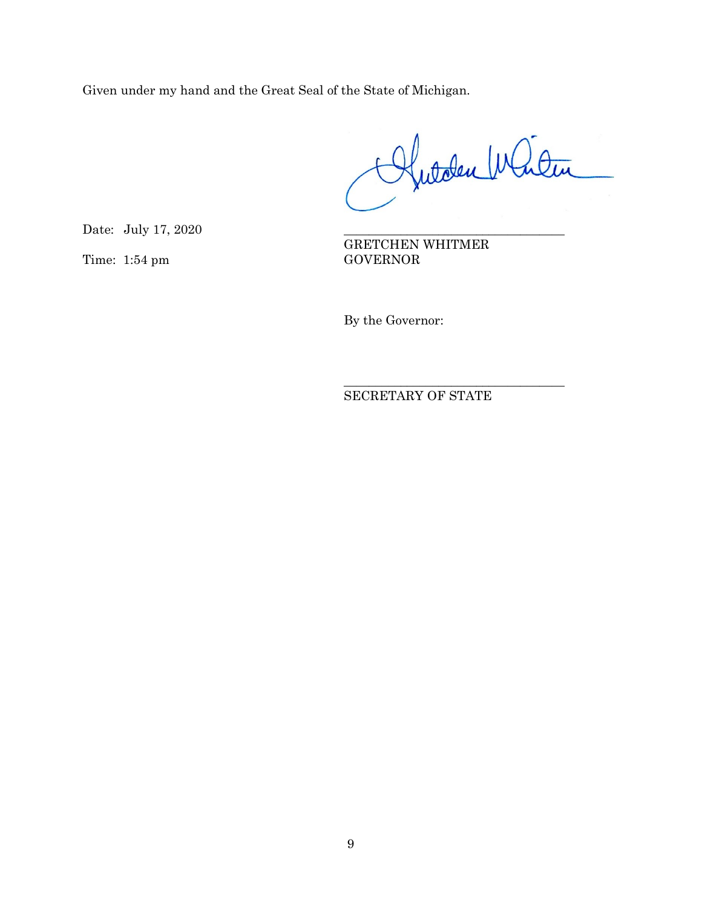Given under my hand and the Great Seal of the State of Michigan.

Date: July 17, 2020

Time: 1:54 pm

\_\_\_\_\_\_\_\_\_\_\_\_\_\_\_\_\_\_\_\_\_\_\_\_\_\_\_\_\_\_\_\_\_\_

GRETCHEN WHITMER
GOVERNOR

By the Governor:

\_\_\_\_\_\_\_\_\_\_\_\_\_\_\_\_\_\_\_\_\_\_\_\_\_\_\_\_\_\_\_\_\_\_

SECRETARY OF STATE